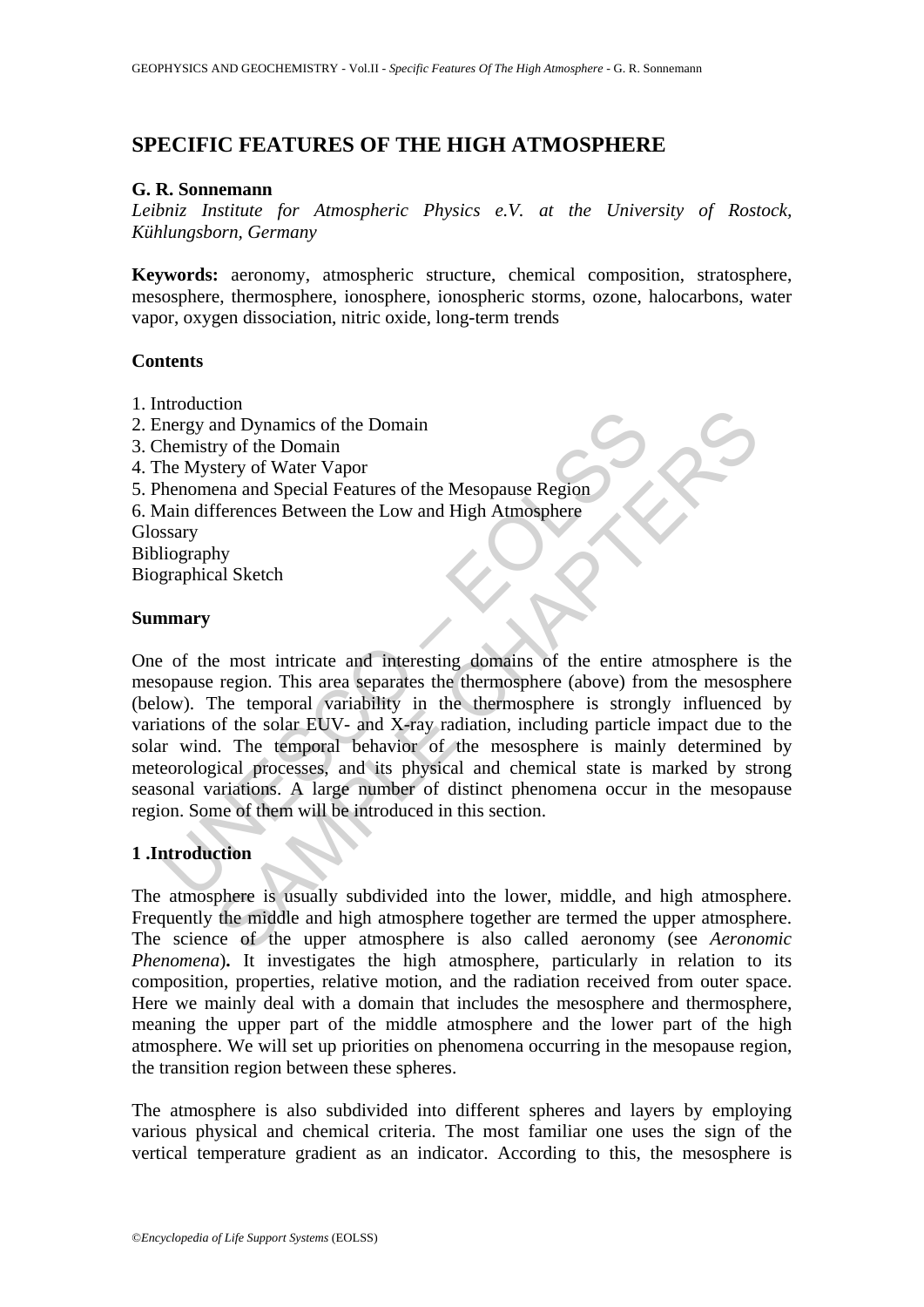# SPECIFIC FEATURES OF THE HIGH ATMOSPHERE

**G. R. Sonnemann**

*Leibniz Institute for Atmospheric Physics e.V. at the University of Rostock, Kühlungsborn, Germany*

**Keywords:** aeronomy, atmospheric structure, chemical composition, stratosphere, mesosphere, thermosphere, ionosphere, ionospheric storms, ozone, halocarbons, water vapor, oxygen dissociation, nitric oxide, long-term trends

## Contents

1. Introduction
2. Energy and Dynamics of the Domain
3. Chemistry of the Domain
4. The Mystery of Water Vapor
5. Phenomena and Special Features of the Mesopause Region
6. Main differences Between the Low and High Atmosphere

Glossary
Bibliography
Biographical Sketch

## Summary

One of the most intricate and interesting domains of the entire atmosphere is the mesopause region. This area separates the thermosphere (above) from the mesosphere (below). The temporal variability in the thermosphere is strongly influenced by variations of the solar EUV- and X-ray radiation, including particle impact due to the solar wind. The temporal behavior of the mesosphere is mainly determined by meteorological processes, and its physical and chemical state is marked by strong seasonal variations. A large number of distinct phenomena occur in the mesopause region. Some of them will be introduced in this section.

## 1 .Introduction

The atmosphere is usually subdivided into the lower, middle, and high atmosphere. Frequently the middle and high atmosphere together are termed the upper atmosphere. The science of the upper atmosphere is also called aeronomy (see *Aeronomic Phenomena*)**.** It investigates the high atmosphere, particularly in relation to its composition, properties, relative motion, and the radiation received from outer space. Here we mainly deal with a domain that includes the mesosphere and thermosphere, meaning the upper part of the middle atmosphere and the lower part of the high atmosphere. We will set up priorities on phenomena occurring in the mesopause region, the transition region between these spheres.

The atmosphere is also subdivided into different spheres and layers by employing various physical and chemical criteria. The most familiar one uses the sign of the vertical temperature gradient as an indicator. According to this, the mesosphere is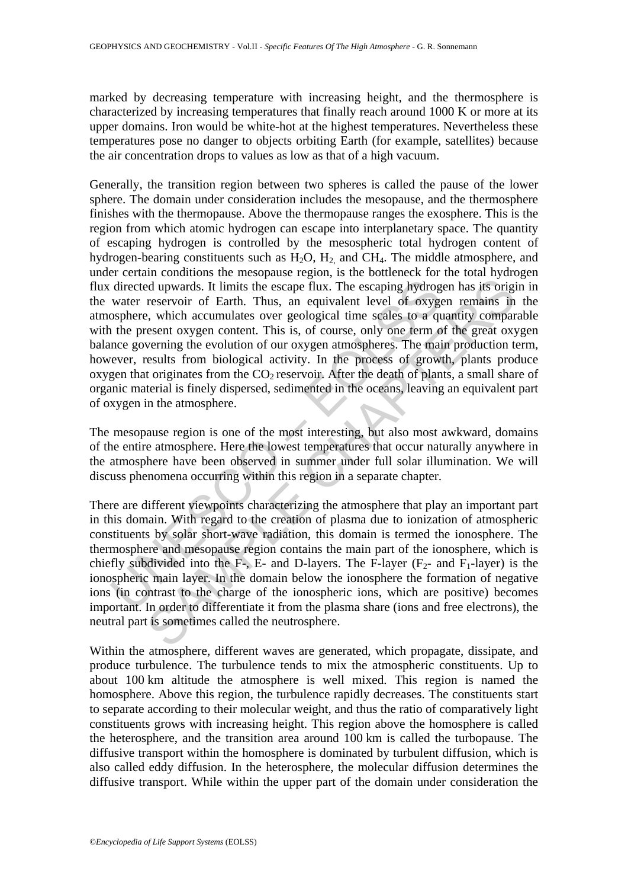marked by decreasing temperature with increasing height, and the thermosphere is characterized by increasing temperatures that finally reach around 1000 K or more at its upper domains. Iron would be white-hot at the highest temperatures. Nevertheless these temperatures pose no danger to objects orbiting Earth (for example, satellites) because the air concentration drops to values as low as that of a high vacuum.

Generally, the transition region between two spheres is called the pause of the lower sphere. The domain under consideration includes the mesopause, and the thermosphere finishes with the thermopause. Above the thermopause ranges the exosphere. This is the region from which atomic hydrogen can escape into interplanetary space. The quantity of escaping hydrogen is controlled by the mesospheric total hydrogen content of hydrogen-bearing constituents such as $H_2O$, $H_2$, and $CH_4$. The middle atmosphere, and under certain conditions the mesopause region, is the bottleneck for the total hydrogen flux directed upwards. It limits the escape flux. The escaping hydrogen has its origin in the water reservoir of Earth. Thus, an equivalent level of oxygen remains in the atmosphere, which accumulates over geological time scales to a quantity comparable with the present oxygen content. This is, of course, only one term of the great oxygen balance governing the evolution of our oxygen atmospheres. The main production term, however, results from biological activity. In the process of growth, plants produce oxygen that originates from the $CO_2$ reservoir. After the death of plants, a small share of organic material is finely dispersed, sedimented in the oceans, leaving an equivalent part of oxygen in the atmosphere.

The mesopause region is one of the most interesting, but also most awkward, domains of the entire atmosphere. Here the lowest temperatures that occur naturally anywhere in the atmosphere have been observed in summer under full solar illumination. We will discuss phenomena occurring within this region in a separate chapter.

There are different viewpoints characterizing the atmosphere that play an important part in this domain. With regard to the creation of plasma due to ionization of atmospheric constituents by solar short-wave radiation, this domain is termed the ionosphere. The thermosphere and mesopause region contains the main part of the ionosphere, which is chiefly subdivided into the F-, E- and D-layers. The F-layer ($F_2$- and $F_1$-layer) is the ionospheric main layer. In the domain below the ionosphere the formation of negative ions (in contrast to the charge of the ionospheric ions, which are positive) becomes important. In order to differentiate it from the plasma share (ions and free electrons), the neutral part is sometimes called the neutrosphere.

Within the atmosphere, different waves are generated, which propagate, dissipate, and produce turbulence. The turbulence tends to mix the atmospheric constituents. Up to about 100 km altitude the atmosphere is well mixed. This region is named the homosphere. Above this region, the turbulence rapidly decreases. The constituents start to separate according to their molecular weight, and thus the ratio of comparatively light constituents grows with increasing height. This region above the homosphere is called the heterosphere, and the transition area around 100 km is called the turbopause. The diffusive transport within the homosphere is dominated by turbulent diffusion, which is also called eddy diffusion. In the heterosphere, the molecular diffusion determines the diffusive transport. While within the upper part of the domain under consideration the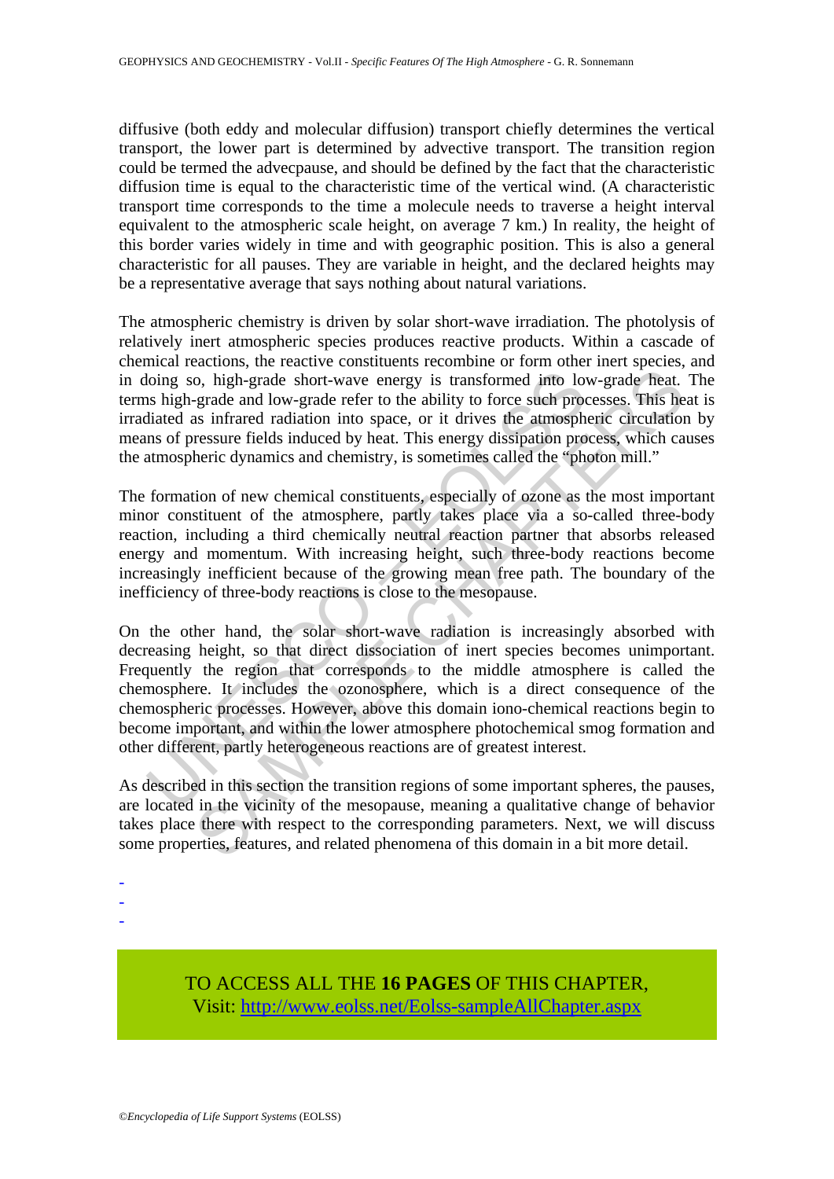diffusive (both eddy and molecular diffusion) transport chiefly determines the vertical transport, the lower part is determined by advective transport. The transition region could be termed the advecpause, and should be defined by the fact that the characteristic diffusion time is equal to the characteristic time of the vertical wind. (A characteristic transport time corresponds to the time a molecule needs to traverse a height interval equivalent to the atmospheric scale height, on average 7 km.) In reality, the height of this border varies widely in time and with geographic position. This is also a general characteristic for all pauses. They are variable in height, and the declared heights may be a representative average that says nothing about natural variations.

The atmospheric chemistry is driven by solar short-wave irradiation. The photolysis of relatively inert atmospheric species produces reactive products. Within a cascade of chemical reactions, the reactive constituents recombine or form other inert species, and in doing so, high-grade short-wave energy is transformed into low-grade heat. The terms high-grade and low-grade refer to the ability to force such processes. This heat is irradiated as infrared radiation into space, or it drives the atmospheric circulation by means of pressure fields induced by heat. This energy dissipation process, which causes the atmospheric dynamics and chemistry, is sometimes called the "photon mill."

The formation of new chemical constituents, especially of ozone as the most important minor constituent of the atmosphere, partly takes place via a so-called three-body reaction, including a third chemically neutral reaction partner that absorbs released energy and momentum. With increasing height, such three-body reactions become increasingly inefficient because of the growing mean free path. The boundary of the inefficiency of three-body reactions is close to the mesopause.

On the other hand, the solar short-wave radiation is increasingly absorbed with decreasing height, so that direct dissociation of inert species becomes unimportant. Frequently the region that corresponds to the middle atmosphere is called the chemosphere. It includes the ozonosphere, which is a direct consequence of the chemospheric processes. However, above this domain iono-chemical reactions begin to become important, and within the lower atmosphere photochemical smog formation and other different, partly heterogeneous reactions are of greatest interest.

As described in this section the transition regions of some important spheres, the pauses, are located in the vicinity of the mesopause, meaning a qualitative change of behavior takes place there with respect to the corresponding parameters. Next, we will discuss some properties, features, and related phenomena of this domain in a bit more detail.

-
-
-

TO ACCESS ALL THE **16 PAGES** OF THIS CHAPTER,
Visit: http://www.eolss.net/Eolss-sampleAllChapter.aspx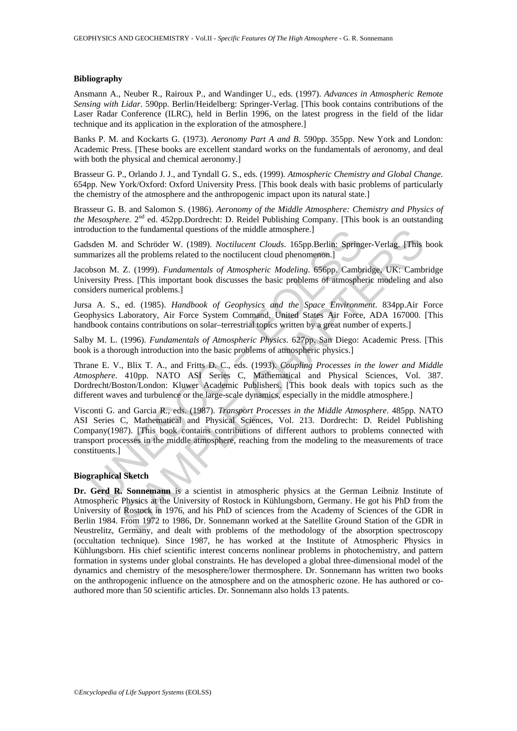### Bibliography

Ansmann A., Neuber R., Rairoux P., and Wandinger U., eds. (1997). *Advances in Atmospheric Remote Sensing with Lidar*. 590pp. Berlin/Heidelberg: Springer-Verlag. [This book contains contributions of the Laser Radar Conference (ILRC), held in Berlin 1996, on the latest progress in the field of the lidar technique and its application in the exploration of the atmosphere.]

Banks P. M. and Kockarts G. (1973). *Aeronomy Part A and B*. 590pp. 355pp. New York and London: Academic Press. [These books are excellent standard works on the fundamentals of aeronomy, and deal with both the physical and chemical aeronomy.]

Brasseur G. P., Orlando J. J., and Tyndall G. S., eds. (1999). *Atmospheric Chemistry and Global Change*. 654pp. New York/Oxford: Oxford University Press. [This book deals with basic problems of particularly the chemistry of the atmosphere and the anthropogenic impact upon its natural state.]

Brasseur G. B. and Salomon S. (1986). *Aeronomy of the Middle Atmosphere: Chemistry and Physics of the Mesosphere.* 2nd ed. 452pp.Dordrecht: D. Reidel Publishing Company. [This book is an outstanding introduction to the fundamental questions of the middle atmosphere.]

Gadsden M. and Schröder W. (1989). *Noctilucent Clouds*. 165pp.Berlin: Springer-Verlag. [This book summarizes all the problems related to the noctilucent cloud phenomenon.]

Jacobson M. Z. (1999). *Fundamentals of Atmospheric Modeling*. 656pp. Cambridge, UK: Cambridge University Press. [This important book discusses the basic problems of atmospheric modeling and also considers numerical problems.]

Jursa A. S., ed. (1985). *Handbook of Geophysics and the Space Environment*. 834pp.Air Force Geophysics Laboratory, Air Force System Command, United States Air Force, ADA 167000. [This handbook contains contributions on solar–terrestrial topics written by a great number of experts.]

Salby M. L. (1996). *Fundamentals of Atmospheric Physics*. 627pp. San Diego: Academic Press. [This book is a thorough introduction into the basic problems of atmospheric physics.]

Thrane E. V., Blix T. A., and Fritts D. C., eds. (1993). *Coupling Processes in the lower and Middle Atmosphere*. 410pp. NATO ASI Series C, Mathematical and Physical Sciences, Vol. 387. Dordrecht/Boston/London: Kluwer Academic Publishers. [This book deals with topics such as the different waves and turbulence or the large-scale dynamics, especially in the middle atmosphere.]

Visconti G. and Garcia R., eds. (1987). *Transport Processes in the Middle Atmosphere*. 485pp. NATO ASI Series C, Mathematical and Physical Sciences, Vol. 213. Dordrecht: D. Reidel Publishing Company(1987). [This book contains contributions of different authors to problems connected with transport processes in the middle atmosphere, reaching from the modeling to the measurements of trace constituents.]

### Biographical Sketch

**Dr. Gerd R. Sonnemann** is a scientist in atmospheric physics at the German Leibniz Institute of Atmospheric Physics at the University of Rostock in Kühlungsborn, Germany. He got his PhD from the University of Rostock in 1976, and his PhD of sciences from the Academy of Sciences of the GDR in Berlin 1984. From 1972 to 1986, Dr. Sonnemann worked at the Satellite Ground Station of the GDR in Neustrelitz, Germany, and dealt with problems of the methodology of the absorption spectroscopy (occultation technique). Since 1987, he has worked at the Institute of Atmospheric Physics in Kühlungsborn. His chief scientific interest concerns nonlinear problems in photochemistry, and pattern formation in systems under global constraints. He has developed a global three-dimensional model of the dynamics and chemistry of the mesosphere/lower thermosphere. Dr. Sonnemann has written two books on the anthropogenic influence on the atmosphere and on the atmospheric ozone. He has authored or co-authored more than 50 scientific articles. Dr. Sonnemann also holds 13 patents.